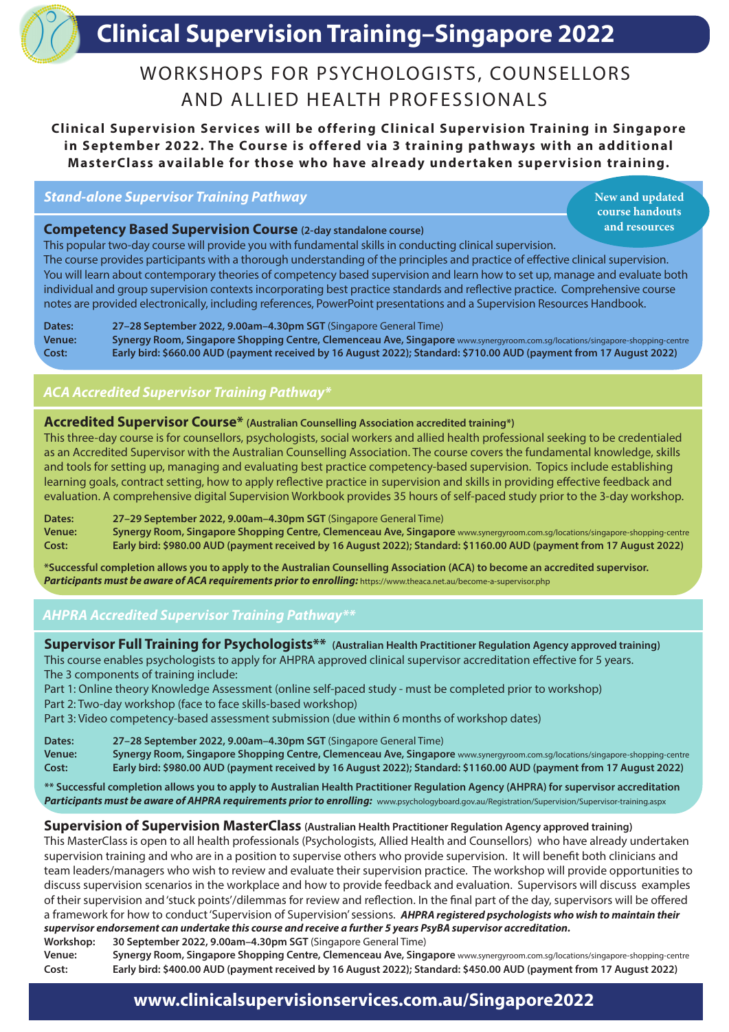# Clinical Supervision Training–Singapore 2022

## WORKSHOPS FOR PSYCHOLOGISTS, COUNSELLORS AND ALLIED HEALTH PROFESSIONALS

**Clinical Supervision Services will be offering Clinical Supervision Training in Singapore in September 2022. The Course is offered via 3 training pathways with an additional MasterClass available for those who have already undertaken supervision training.**

## *Stand-alone Supervisor Training Pathway*

New and updated course handouts and resources

### Competency Based Supervision Course (2-day standalone course)

This popular two-day course will provide you with fundamental skills in conducting clinical supervision.
The course provides participants with a thorough understanding of the principles and practice of effective clinical supervision. You will learn about contemporary theories of competency based supervision and learn how to set up, manage and evaluate both individual and group supervision contexts incorporating best practice standards and reflective practice. Comprehensive course notes are provided electronically, including references, PowerPoint presentations and a Supervision Resources Handbook.

**Dates:** **27–28 September 2022, 9.00am–4.30pm SGT** (Singapore General Time)
**Venue:** **Synergy Room, Singapore Shopping Centre, Clemenceau Ave, Singapore** www.synergyroom.com.sg/locations/singapore-shopping-centre
**Cost:** **Early bird: $660.00 AUD (payment received by 16 August 2022); Standard: $710.00 AUD (payment from 17 August 2022)**

## *ACA Accredited Supervisor Training Pathway**

### Accredited Supervisor Course* (Australian Counselling Association accredited training*)

This three-day course is for counsellors, psychologists, social workers and allied health professional seeking to be credentialed as an Accredited Supervisor with the Australian Counselling Association. The course covers the fundamental knowledge, skills and tools for setting up, managing and evaluating best practice competency-based supervision. Topics include establishing learning goals, contract setting, how to apply reflective practice in supervision and skills in providing effective feedback and evaluation. A comprehensive digital Supervision Workbook provides 35 hours of self-paced study prior to the 3-day workshop.

**Dates:** **27–29 September 2022, 9.00am–4.30pm SGT** (Singapore General Time)
**Venue:** **Synergy Room, Singapore Shopping Centre, Clemenceau Ave, Singapore** www.synergyroom.com.sg/locations/singapore-shopping-centre
**Cost:** **Early bird: $980.00 AUD (payment received by 16 August 2022); Standard: $1160.00 AUD (payment from 17 August 2022)**

**\*Successful completion allows you to apply to the Australian Counselling Association (ACA) to become an accredited supervisor.**
***Participants must be aware of ACA requirements prior to enrolling:*** https://www.theaca.net.au/become-a-supervisor.php

## *AHPRA Accredited Supervisor Training Pathway***

### Supervisor Full Training for Psychologists** (Australian Health Practitioner Regulation Agency approved training)

This course enables psychologists to apply for AHPRA approved clinical supervisor accreditation effective for 5 years.
The 3 components of training include:
Part 1: Online theory Knowledge Assessment (online self-paced study - must be completed prior to workshop)
Part 2: Two-day workshop (face to face skills-based workshop)
Part 3: Video competency-based assessment submission (due within 6 months of workshop dates)

**Dates:** **27–28 September 2022, 9.00am–4.30pm SGT** (Singapore General Time)
**Venue:** **Synergy Room, Singapore Shopping Centre, Clemenceau Ave, Singapore** www.synergyroom.com.sg/locations/singapore-shopping-centre
**Cost:** **Early bird: $980.00 AUD (payment received by 16 August 2022); Standard: $1160.00 AUD (payment from 17 August 2022)**

**\*\* Successful completion allows you to apply to Australian Health Practitioner Regulation Agency (AHPRA) for supervisor accreditation**
***Participants must be aware of AHPRA requirements prior to enrolling:*** www.psychologyboard.gov.au/Registration/Supervision/Supervisor-training.aspx

### Supervision of Supervision MasterClass (Australian Health Practitioner Regulation Agency approved training)

This MasterClass is open to all health professionals (Psychologists, Allied Health and Counsellors) who have already undertaken supervision training and who are in a position to supervise others who provide supervision. It will benefit both clinicians and team leaders/managers who wish to review and evaluate their supervision practice. The workshop will provide opportunities to discuss supervision scenarios in the workplace and how to provide feedback and evaluation. Supervisors will discuss examples of their supervision and 'stuck points'/dilemmas for review and reflection. In the final part of the day, supervisors will be offered a framework for how to conduct 'Supervision of Supervision' sessions. ***AHPRA registered psychologists who wish to maintain their supervisor endorsement can undertake this course and receive a further 5 years PsyBA supervisor accreditation.***

**Workshop:** **30 September 2022, 9.00am–4.30pm SGT** (Singapore General Time)
**Venue:** **Synergy Room, Singapore Shopping Centre, Clemenceau Ave, Singapore** www.synergyroom.com.sg/locations/singapore-shopping-centre
**Cost:** **Early bird: $400.00 AUD (payment received by 16 August 2022); Standard: $450.00 AUD (payment from 17 August 2022)**

**www.clinicalsupervisionservices.com.au/Singapore2022**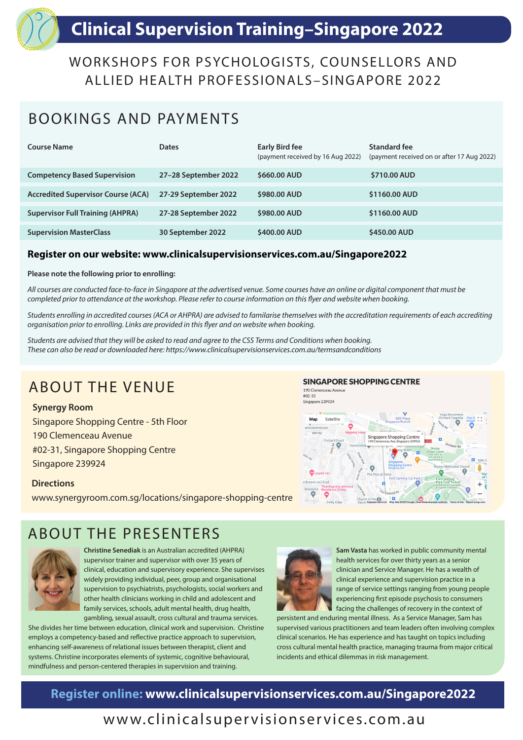# Clinical Supervision Training–Singapore 2022

WORKSHOPS FOR PSYCHOLOGISTS, COUNSELLORS AND ALLIED HEALTH PROFESSIONALS–SINGAPORE 2022

## BOOKINGS AND PAYMENTS

| Course Name | Dates | Early Bird fee (payment received by 16 Aug 2022) | Standard fee (payment received on or after 17 Aug 2022) |
|---|---|---|---|
| **Competency Based Supervision** | **27–28 September 2022** | **$660.00 AUD** | **$710.00 AUD** |
| **Accredited Supervisor Course (ACA)** | **27-29 September 2022** | **$980.00 AUD** | **$1160.00 AUD** |
| **Supervisor Full Training (AHPRA)** | **27-28 September 2022** | **$980.00 AUD** | **$1160.00 AUD** |
| **Supervision MasterClass** | **30 September 2022** | **$400.00 AUD** | **$450.00 AUD** |

**Register on our website: www.clinicalsupervisionservices.com.au/Singapore2022**

**Please note the following prior to enrolling:**

*All courses are conducted face-to-face in Singapore at the advertised venue. Some courses have an online or digital component that must be completed prior to attendance at the workshop. Please refer to course information on this flyer and website when booking.*

*Students enrolling in accredited courses (ACA or AHPRA) are advised to familarise themselves with the accreditation requirements of each accrediting organisation prior to enrolling. Links are provided in this flyer and on website when booking.*

*Students are advised that they will be asked to read and agree to the CSS Terms and Conditions when booking. These can also be read or downloaded here: https://www.clinicalsupervisionservices.com.au/termsandconditions*

## ABOUT THE VENUE

**Synergy Room**
Singapore Shopping Centre - 5th Floor
190 Clemenceau Avenue
#02-31, Singapore Shopping Centre
Singapore 239924

**Directions**

www.synergyroom.com.sg/locations/singapore-shopping-centre

**SINGAPORE SHOPPING CENTRE**
190 Clemenceau Avenue
#02-31
Singapore 239924

## ABOUT THE PRESENTERS

**Christine Senediak** is an Australian accredited (AHPRA) supervisor trainer and supervisor with over 35 years of clinical, education and supervisory experience. She supervises widely providing individual, peer, group and organisational supervision to psychiatrists, psychologists, social workers and other health clinicians working in child and adolescent and family services, schools, adult mental health, drug health, gambling, sexual assault, cross cultural and trauma services. She divides her time between education, clinical work and supervision. Christine employs a competency-based and reflective practice approach to supervision, enhancing self-awareness of relational issues between therapist, client and systems. Christine incorporates elements of systemic, cognitive behavioural, mindfulness and person-centered therapies in supervision and training.

**Sam Vasta** has worked in public community mental health services for over thirty years as a senior clinician and Service Manager. He has a wealth of clinical experience and supervision practice in a range of service settings ranging from young people experiencing first episode psychosis to consumers facing the challenges of recovery in the context of persistent and enduring mental illness. As a Service Manager, Sam has supervised various practitioners and team leaders often involving complex clinical scenarios. He has experience and has taught on topics including cross cultural mental health practice, managing trauma from major critical incidents and ethical dilemmas in risk management.

**Register online: www.clinicalsupervisionservices.com.au/Singapore2022**

www.clinicalsupervisionservices.com.au